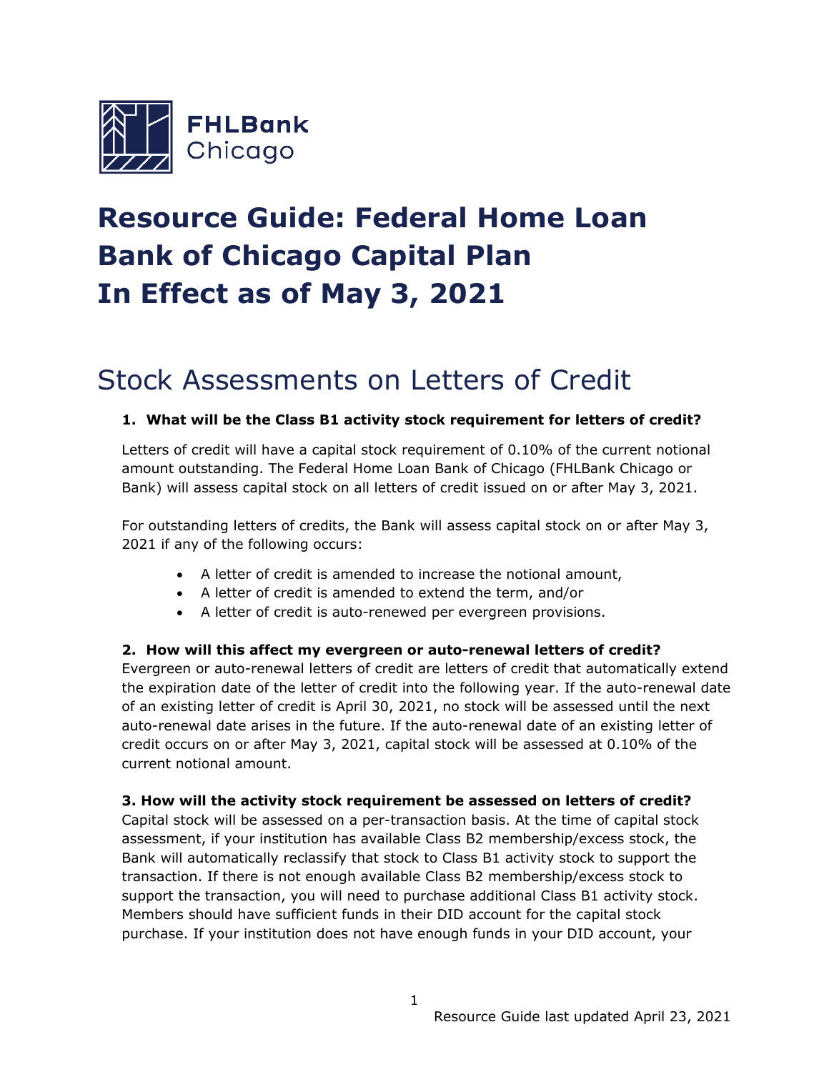FHLBank Chicago

# Resource Guide: Federal Home Loan Bank of Chicago Capital Plan In Effect as of May 3, 2021

## Stock Assessments on Letters of Credit

### 1. What will be the Class B1 activity stock requirement for letters of credit?

Letters of credit will have a capital stock requirement of 0.10% of the current notional amount outstanding. The Federal Home Loan Bank of Chicago (FHLBank Chicago or Bank) will assess capital stock on all letters of credit issued on or after May 3, 2021.

For outstanding letters of credits, the Bank will assess capital stock on or after May 3, 2021 if any of the following occurs:

- A letter of credit is amended to increase the notional amount,
- A letter of credit is amended to extend the term, and/or
- A letter of credit is auto-renewed per evergreen provisions.

### 2. How will this affect my evergreen or auto-renewal letters of credit?

Evergreen or auto-renewal letters of credit are letters of credit that automatically extend the expiration date of the letter of credit into the following year. If the auto-renewal date of an existing letter of credit is April 30, 2021, no stock will be assessed until the next auto-renewal date arises in the future. If the auto-renewal date of an existing letter of credit occurs on or after May 3, 2021, capital stock will be assessed at 0.10% of the current notional amount.

### 3. How will the activity stock requirement be assessed on letters of credit?

Capital stock will be assessed on a per-transaction basis. At the time of capital stock assessment, if your institution has available Class B2 membership/excess stock, the Bank will automatically reclassify that stock to Class B1 activity stock to support the transaction. If there is not enough available Class B2 membership/excess stock to support the transaction, you will need to purchase additional Class B1 activity stock. Members should have sufficient funds in their DID account for the capital stock purchase. If your institution does not have enough funds in your DID account, your

Resource Guide last updated April 23, 2021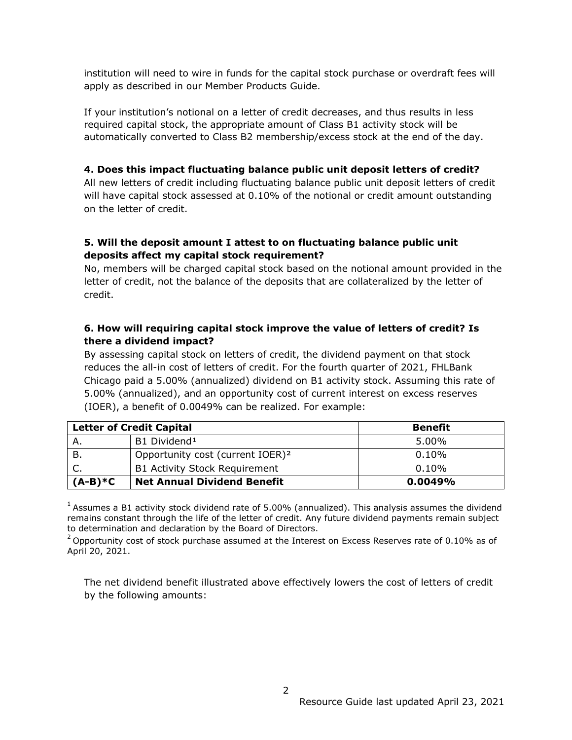institution will need to wire in funds for the capital stock purchase or overdraft fees will apply as described in our Member Products Guide.

If your institution's notional on a letter of credit decreases, and thus results in less required capital stock, the appropriate amount of Class B1 activity stock will be automatically converted to Class B2 membership/excess stock at the end of the day.

**4. Does this impact fluctuating balance public unit deposit letters of credit?**

All new letters of credit including fluctuating balance public unit deposit letters of credit will have capital stock assessed at 0.10% of the notional or credit amount outstanding on the letter of credit.

**5. Will the deposit amount I attest to on fluctuating balance public unit deposits affect my capital stock requirement?**

No, members will be charged capital stock based on the notional amount provided in the letter of credit, not the balance of the deposits that are collateralized by the letter of credit.

**6. How will requiring capital stock improve the value of letters of credit? Is there a dividend impact?**

By assessing capital stock on letters of credit, the dividend payment on that stock reduces the all-in cost of letters of credit. For the fourth quarter of 2021, FHLBank Chicago paid a 5.00% (annualized) dividend on B1 activity stock. Assuming this rate of 5.00% (annualized), and an opportunity cost of current interest on excess reserves (IOER), a benefit of 0.0049% can be realized. For example:

| **Letter of Credit Capital** | | **Benefit** |
|---|---|---|
| A. | B1 Dividend[1] | 5.00% |
| B. | Opportunity cost (current IOER)[2] | 0.10% |
| C. | B1 Activity Stock Requirement | 0.10% |
| **(A-B)*C** | **Net Annual Dividend Benefit** | **0.0049%** |

[1] Assumes a B1 activity stock dividend rate of 5.00% (annualized). This analysis assumes the dividend remains constant through the life of the letter of credit. Any future dividend payments remain subject to determination and declaration by the Board of Directors.

[2] Opportunity cost of stock purchase assumed at the Interest on Excess Reserves rate of 0.10% as of April 20, 2021.

The net dividend benefit illustrated above effectively lowers the cost of letters of credit by the following amounts: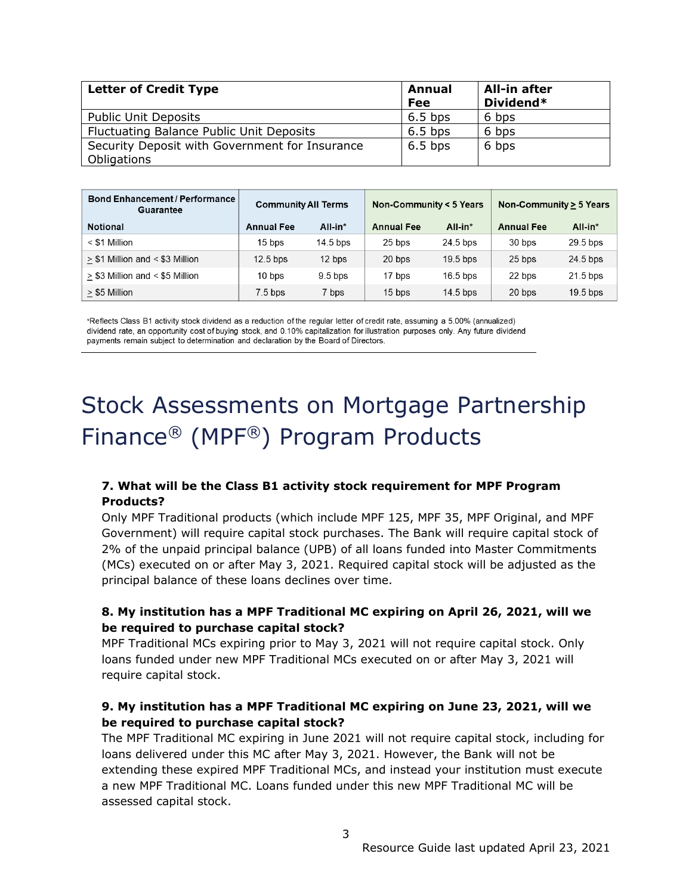| Letter of Credit Type | Annual Fee | All-in after Dividend* |
|---|---|---|
| Public Unit Deposits | 6.5 bps | 6 bps |
| Fluctuating Balance Public Unit Deposits | 6.5 bps | 6 bps |
| Security Deposit with Government for Insurance Obligations | 6.5 bps | 6 bps |

| Bond Enhancement / Performance Guarantee | Community All Terms | | Non-Community < 5 Years | | Non-Community ≥ 5 Years | |
|---|---|---|---|---|---|---|
| Notional | Annual Fee | All-in* | Annual Fee | All-in* | Annual Fee | All-in* |
| < $1 Million | 15 bps | 14.5 bps | 25 bps | 24.5 bps | 30 bps | 29.5 bps |
| ≥ $1 Million and < $3 Million | 12.5 bps | 12 bps | 20 bps | 19.5 bps | 25 bps | 24.5 bps |
| ≥ $3 Million and < $5 Million | 10 bps | 9.5 bps | 17 bps | 16.5 bps | 22 bps | 21.5 bps |
| ≥ $5 Million | 7.5 bps | 7 bps | 15 bps | 14.5 bps | 20 bps | 19.5 bps |

*Reflects Class B1 activity stock dividend as a reduction of the regular letter of credit rate, assuming a 5.00% (annualized) dividend rate, an opportunity cost of buying stock, and 0.10% capitalization for illustration purposes only. Any future dividend payments remain subject to determination and declaration by the Board of Directors.

# Stock Assessments on Mortgage Partnership Finance® (MPF®) Program Products

**7. What will be the Class B1 activity stock requirement for MPF Program Products?**

Only MPF Traditional products (which include MPF 125, MPF 35, MPF Original, and MPF Government) will require capital stock purchases. The Bank will require capital stock of 2% of the unpaid principal balance (UPB) of all loans funded into Master Commitments (MCs) executed on or after May 3, 2021. Required capital stock will be adjusted as the principal balance of these loans declines over time.

**8. My institution has a MPF Traditional MC expiring on April 26, 2021, will we be required to purchase capital stock?**

MPF Traditional MCs expiring prior to May 3, 2021 will not require capital stock. Only loans funded under new MPF Traditional MCs executed on or after May 3, 2021 will require capital stock.

**9. My institution has a MPF Traditional MC expiring on June 23, 2021, will we be required to purchase capital stock?**

The MPF Traditional MC expiring in June 2021 will not require capital stock, including for loans delivered under this MC after May 3, 2021. However, the Bank will not be extending these expired MPF Traditional MCs, and instead your institution must execute a new MPF Traditional MC. Loans funded under this new MPF Traditional MC will be assessed capital stock.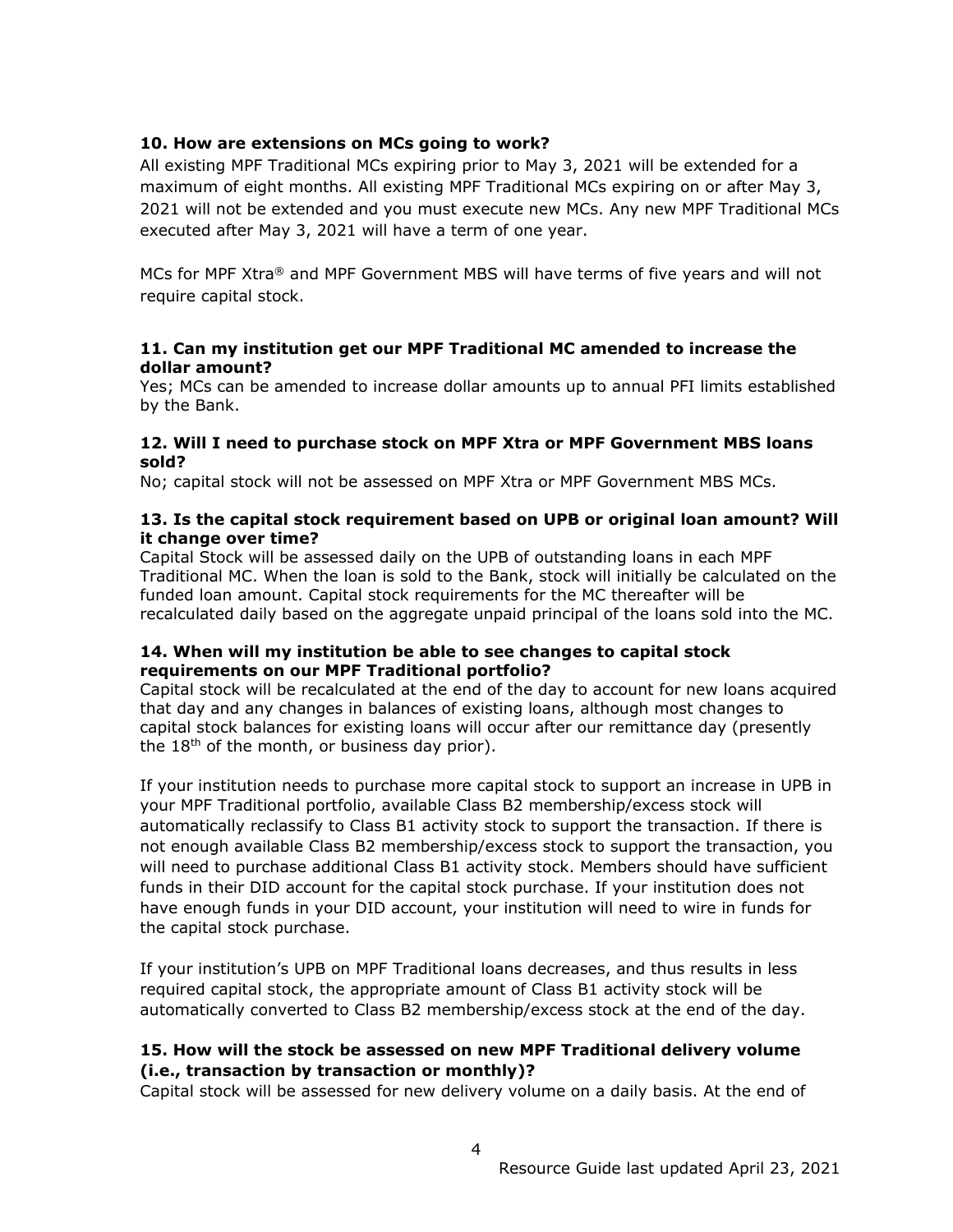**10. How are extensions on MCs going to work?**

All existing MPF Traditional MCs expiring prior to May 3, 2021 will be extended for a maximum of eight months. All existing MPF Traditional MCs expiring on or after May 3, 2021 will not be extended and you must execute new MCs. Any new MPF Traditional MCs executed after May 3, 2021 will have a term of one year.

MCs for MPF Xtra® and MPF Government MBS will have terms of five years and will not require capital stock.

**11. Can my institution get our MPF Traditional MC amended to increase the dollar amount?**

Yes; MCs can be amended to increase dollar amounts up to annual PFI limits established by the Bank.

**12. Will I need to purchase stock on MPF Xtra or MPF Government MBS loans sold?**

No; capital stock will not be assessed on MPF Xtra or MPF Government MBS MCs.

**13. Is the capital stock requirement based on UPB or original loan amount? Will it change over time?**

Capital Stock will be assessed daily on the UPB of outstanding loans in each MPF Traditional MC. When the loan is sold to the Bank, stock will initially be calculated on the funded loan amount. Capital stock requirements for the MC thereafter will be recalculated daily based on the aggregate unpaid principal of the loans sold into the MC.

**14. When will my institution be able to see changes to capital stock requirements on our MPF Traditional portfolio?**

Capital stock will be recalculated at the end of the day to account for new loans acquired that day and any changes in balances of existing loans, although most changes to capital stock balances for existing loans will occur after our remittance day (presently the 18th of the month, or business day prior).

If your institution needs to purchase more capital stock to support an increase in UPB in your MPF Traditional portfolio, available Class B2 membership/excess stock will automatically reclassify to Class B1 activity stock to support the transaction. If there is not enough available Class B2 membership/excess stock to support the transaction, you will need to purchase additional Class B1 activity stock. Members should have sufficient funds in their DID account for the capital stock purchase. If your institution does not have enough funds in your DID account, your institution will need to wire in funds for the capital stock purchase.

If your institution's UPB on MPF Traditional loans decreases, and thus results in less required capital stock, the appropriate amount of Class B1 activity stock will be automatically converted to Class B2 membership/excess stock at the end of the day.

**15. How will the stock be assessed on new MPF Traditional delivery volume (i.e., transaction by transaction or monthly)?**

Capital stock will be assessed for new delivery volume on a daily basis. At the end of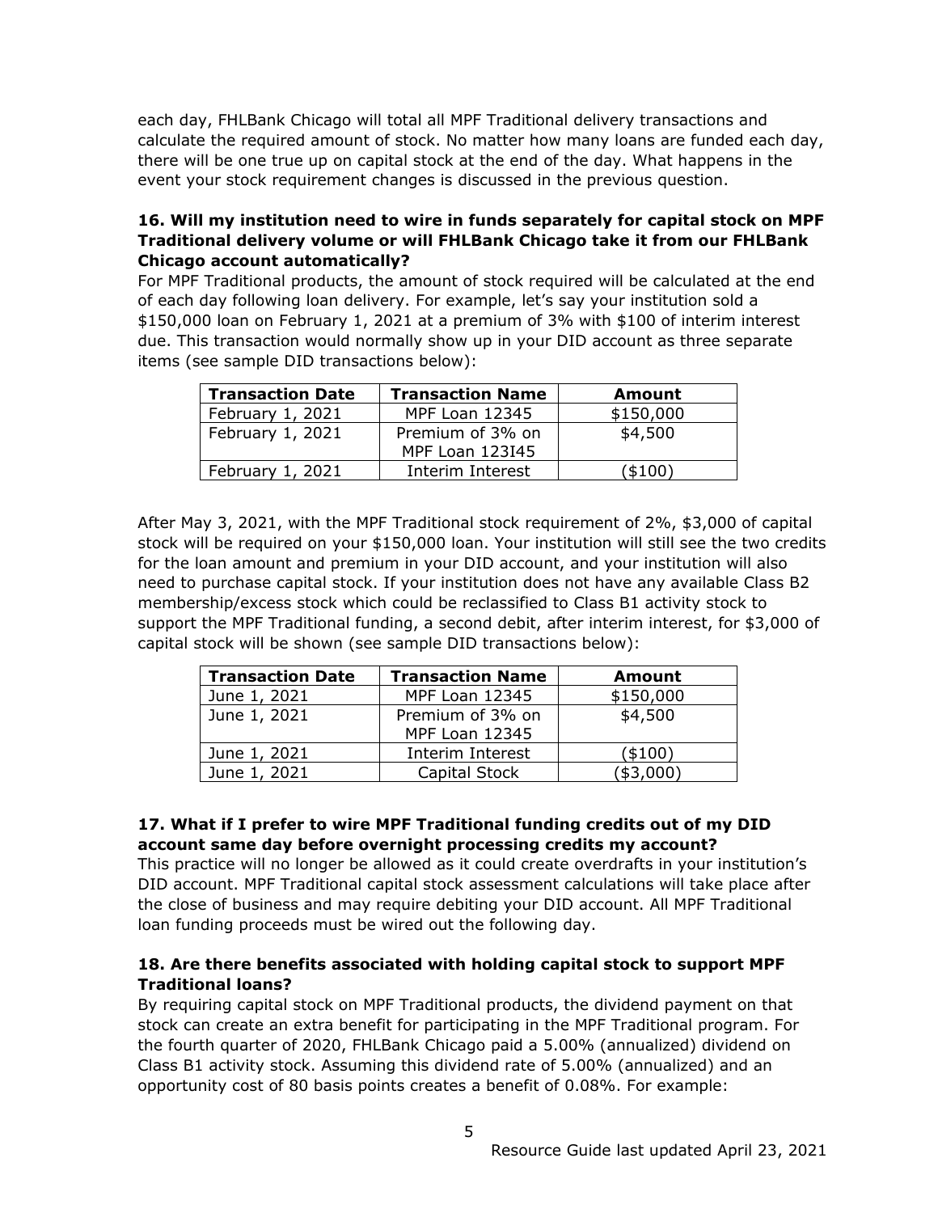each day, FHLBank Chicago will total all MPF Traditional delivery transactions and calculate the required amount of stock. No matter how many loans are funded each day, there will be one true up on capital stock at the end of the day. What happens in the event your stock requirement changes is discussed in the previous question.

### 16. Will my institution need to wire in funds separately for capital stock on MPF Traditional delivery volume or will FHLBank Chicago take it from our FHLBank Chicago account automatically?

For MPF Traditional products, the amount of stock required will be calculated at the end of each day following loan delivery. For example, let's say your institution sold a $150,000 loan on February 1, 2021 at a premium of 3% with $100 of interim interest due. This transaction would normally show up in your DID account as three separate items (see sample DID transactions below):

| Transaction Date | Transaction Name | Amount |
| --- | --- | --- |
| February 1, 2021 | MPF Loan 12345 | $150,000 |
| February 1, 2021 | Premium of 3% on MPF Loan 123I45 | $4,500 |
| February 1, 2021 | Interim Interest | ($100) |

After May 3, 2021, with the MPF Traditional stock requirement of 2%, $3,000 of capital stock will be required on your $150,000 loan. Your institution will still see the two credits for the loan amount and premium in your DID account, and your institution will also need to purchase capital stock. If your institution does not have any available Class B2 membership/excess stock which could be reclassified to Class B1 activity stock to support the MPF Traditional funding, a second debit, after interim interest, for $3,000 of capital stock will be shown (see sample DID transactions below):

| Transaction Date | Transaction Name | Amount |
| --- | --- | --- |
| June 1, 2021 | MPF Loan 12345 | $150,000 |
| June 1, 2021 | Premium of 3% on MPF Loan 12345 | $4,500 |
| June 1, 2021 | Interim Interest | ($100) |
| June 1, 2021 | Capital Stock | ($3,000) |

### 17. What if I prefer to wire MPF Traditional funding credits out of my DID account same day before overnight processing credits my account?

This practice will no longer be allowed as it could create overdrafts in your institution's DID account. MPF Traditional capital stock assessment calculations will take place after the close of business and may require debiting your DID account. All MPF Traditional loan funding proceeds must be wired out the following day.

### 18. Are there benefits associated with holding capital stock to support MPF Traditional loans?

By requiring capital stock on MPF Traditional products, the dividend payment on that stock can create an extra benefit for participating in the MPF Traditional program. For the fourth quarter of 2020, FHLBank Chicago paid a 5.00% (annualized) dividend on Class B1 activity stock. Assuming this dividend rate of 5.00% (annualized) and an opportunity cost of 80 basis points creates a benefit of 0.08%. For example: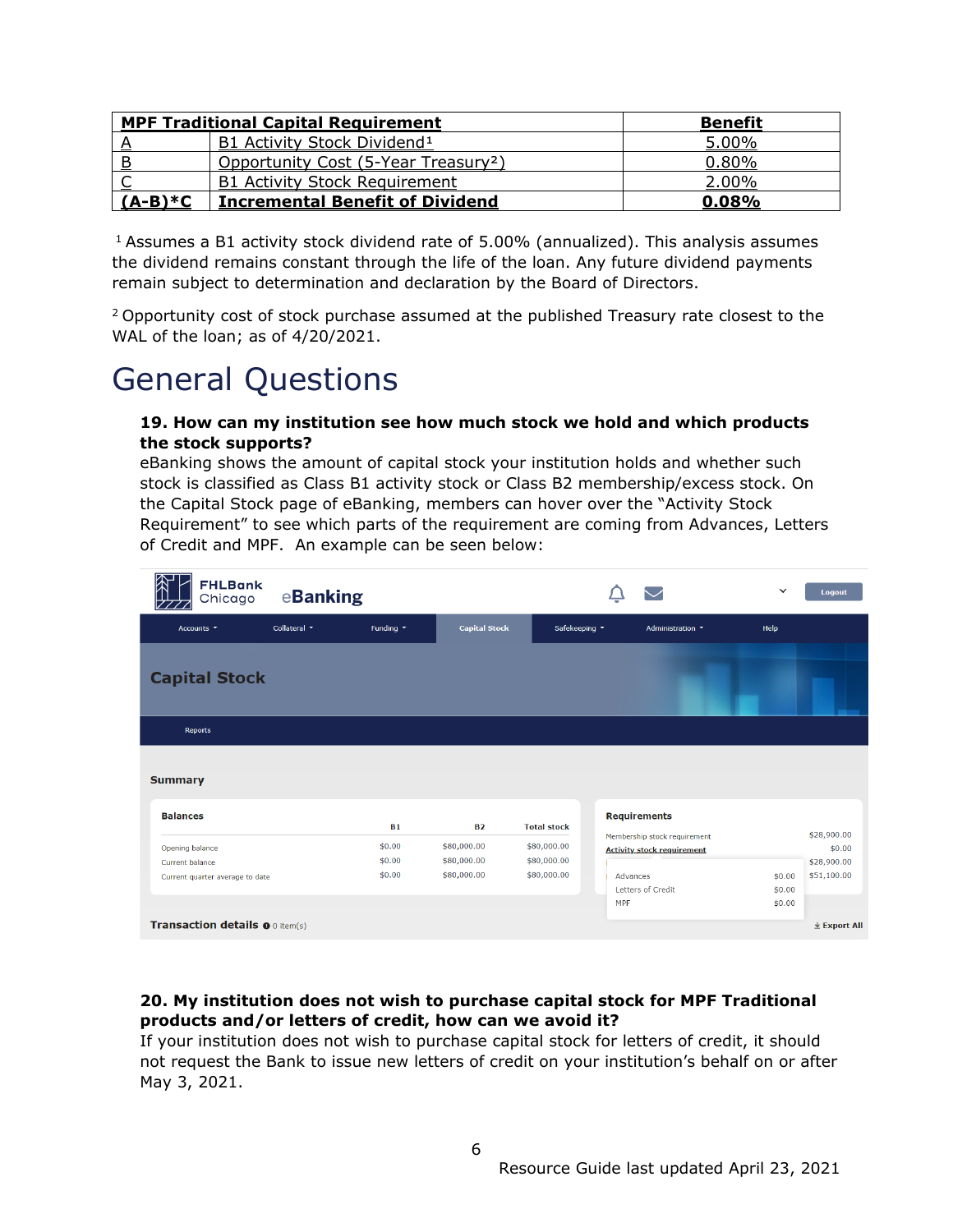| MPF Traditional Capital Requirement | | Benefit |
|---|---|---|
| A | B1 Activity Stock Dividend[1] | 5.00% |
| B | Opportunity Cost (5-Year Treasury[2]) | 0.80% |
| C | B1 Activity Stock Requirement | 2.00% |
| **(A-B)*C** | **Incremental Benefit of Dividend** | **0.08%** |

[1] Assumes a B1 activity stock dividend rate of 5.00% (annualized). This analysis assumes the dividend remains constant through the life of the loan. Any future dividend payments remain subject to determination and declaration by the Board of Directors.

[2] Opportunity cost of stock purchase assumed at the published Treasury rate closest to the WAL of the loan; as of 4/20/2021.

# General Questions

**19. How can my institution see how much stock we hold and which products the stock supports?**

eBanking shows the amount of capital stock your institution holds and whether such stock is classified as Class B1 activity stock or Class B2 membership/excess stock. On the Capital Stock page of eBanking, members can hover over the "Activity Stock Requirement" to see which parts of the requirement are coming from Advances, Letters of Credit and MPF. An example can be seen below:

FHLBank Chicago eBanking

Logout

Accounts | Collateral | Funding | Capital Stock | Safekeeping | Administration | Help

Capital Stock

Reports

Summary

| Balances | B1 | B2 | Total stock |
|---|---|---|---|
| Opening balance | $0.00 | $80,000.00 | $80,000.00 |
| Current balance | $0.00 | $80,000.00 | $80,000.00 |
| Current quarter average to date | $0.00 | $80,000.00 | $80,000.00 |

| Requirements | |
|---|---|
| Membership stock requirement | $28,900.00 |
| Activity stock requirement | $0.00 |
| | $28,900.00 |
| | $51,100.00 |

| | |
|---|---|
| Advances | $0.00 |
| Letters of Credit | $0.00 |
| MPF | $0.00 |

Transaction details 0 item(s)

Export All

**20. My institution does not wish to purchase capital stock for MPF Traditional products and/or letters of credit, how can we avoid it?**

If your institution does not wish to purchase capital stock for letters of credit, it should not request the Bank to issue new letters of credit on your institution's behalf on or after May 3, 2021.

Resource Guide last updated April 23, 2021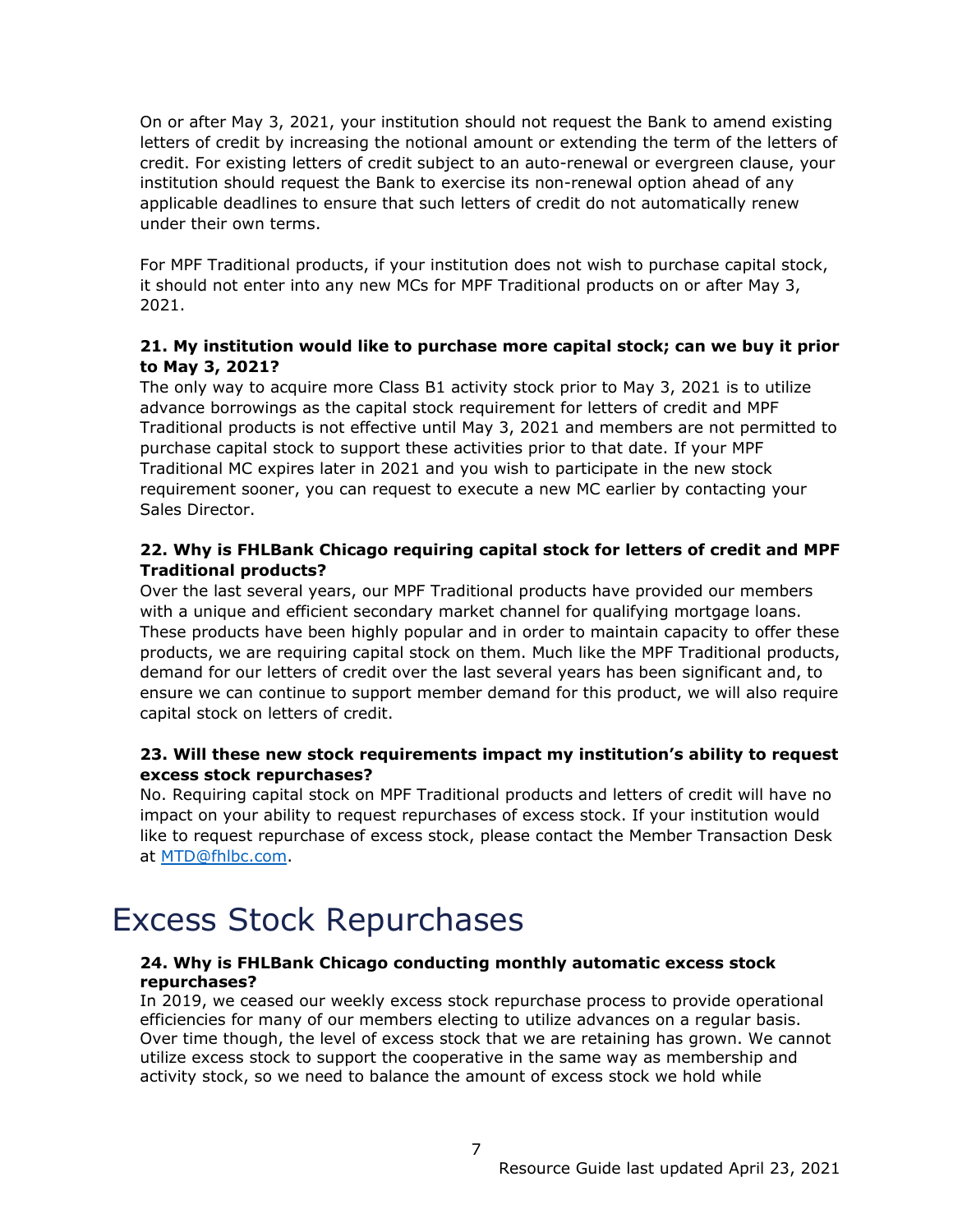On or after May 3, 2021, your institution should not request the Bank to amend existing letters of credit by increasing the notional amount or extending the term of the letters of credit. For existing letters of credit subject to an auto-renewal or evergreen clause, your institution should request the Bank to exercise its non-renewal option ahead of any applicable deadlines to ensure that such letters of credit do not automatically renew under their own terms.

For MPF Traditional products, if your institution does not wish to purchase capital stock, it should not enter into any new MCs for MPF Traditional products on or after May 3, 2021.

**21. My institution would like to purchase more capital stock; can we buy it prior to May 3, 2021?**

The only way to acquire more Class B1 activity stock prior to May 3, 2021 is to utilize advance borrowings as the capital stock requirement for letters of credit and MPF Traditional products is not effective until May 3, 2021 and members are not permitted to purchase capital stock to support these activities prior to that date. If your MPF Traditional MC expires later in 2021 and you wish to participate in the new stock requirement sooner, you can request to execute a new MC earlier by contacting your Sales Director.

**22. Why is FHLBank Chicago requiring capital stock for letters of credit and MPF Traditional products?**

Over the last several years, our MPF Traditional products have provided our members with a unique and efficient secondary market channel for qualifying mortgage loans. These products have been highly popular and in order to maintain capacity to offer these products, we are requiring capital stock on them. Much like the MPF Traditional products, demand for our letters of credit over the last several years has been significant and, to ensure we can continue to support member demand for this product, we will also require capital stock on letters of credit.

**23. Will these new stock requirements impact my institution's ability to request excess stock repurchases?**

No. Requiring capital stock on MPF Traditional products and letters of credit will have no impact on your ability to request repurchases of excess stock. If your institution would like to request repurchase of excess stock, please contact the Member Transaction Desk at MTD@fhlbc.com.

# Excess Stock Repurchases

**24. Why is FHLBank Chicago conducting monthly automatic excess stock repurchases?**

In 2019, we ceased our weekly excess stock repurchase process to provide operational efficiencies for many of our members electing to utilize advances on a regular basis. Over time though, the level of excess stock that we are retaining has grown. We cannot utilize excess stock to support the cooperative in the same way as membership and activity stock, so we need to balance the amount of excess stock we hold while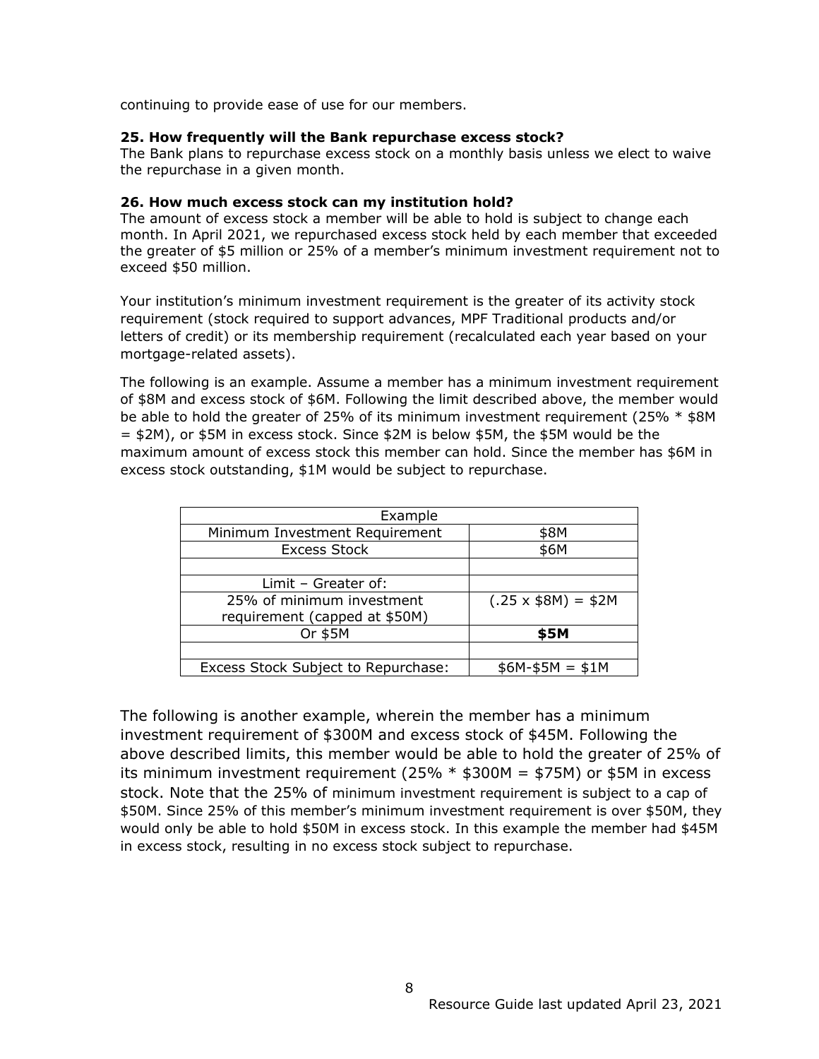continuing to provide ease of use for our members.

**25. How frequently will the Bank repurchase excess stock?**
The Bank plans to repurchase excess stock on a monthly basis unless we elect to waive the repurchase in a given month.

**26. How much excess stock can my institution hold?**
The amount of excess stock a member will be able to hold is subject to change each month. In April 2021, we repurchased excess stock held by each member that exceeded the greater of $5 million or 25% of a member's minimum investment requirement not to exceed $50 million.

Your institution's minimum investment requirement is the greater of its activity stock requirement (stock required to support advances, MPF Traditional products and/or letters of credit) or its membership requirement (recalculated each year based on your mortgage-related assets).

The following is an example. Assume a member has a minimum investment requirement of $8M and excess stock of $6M. Following the limit described above, the member would be able to hold the greater of 25% of its minimum investment requirement (25% * $8M = $2M), or $5M in excess stock. Since $2M is below $5M, the $5M would be the maximum amount of excess stock this member can hold. Since the member has $6M in excess stock outstanding, $1M would be subject to repurchase.

| Example | |
|---|---|
| Minimum Investment Requirement | $8M |
| Excess Stock | $6M |
| | |
| Limit – Greater of: | |
| 25% of minimum investment requirement (capped at $50M) | (.25 x $8M) = $2M |
| Or $5M | **$5M** |
| | |
| Excess Stock Subject to Repurchase: | $6M-$5M = $1M |

The following is another example, wherein the member has a minimum investment requirement of $300M and excess stock of $45M. Following the above described limits, this member would be able to hold the greater of 25% of its minimum investment requirement (25% * $300M = $75M) or $5M in excess stock. Note that the 25% of minimum investment requirement is subject to a cap of $50M. Since 25% of this member's minimum investment requirement is over $50M, they would only be able to hold $50M in excess stock. In this example the member had $45M in excess stock, resulting in no excess stock subject to repurchase.

Resource Guide last updated April 23, 2021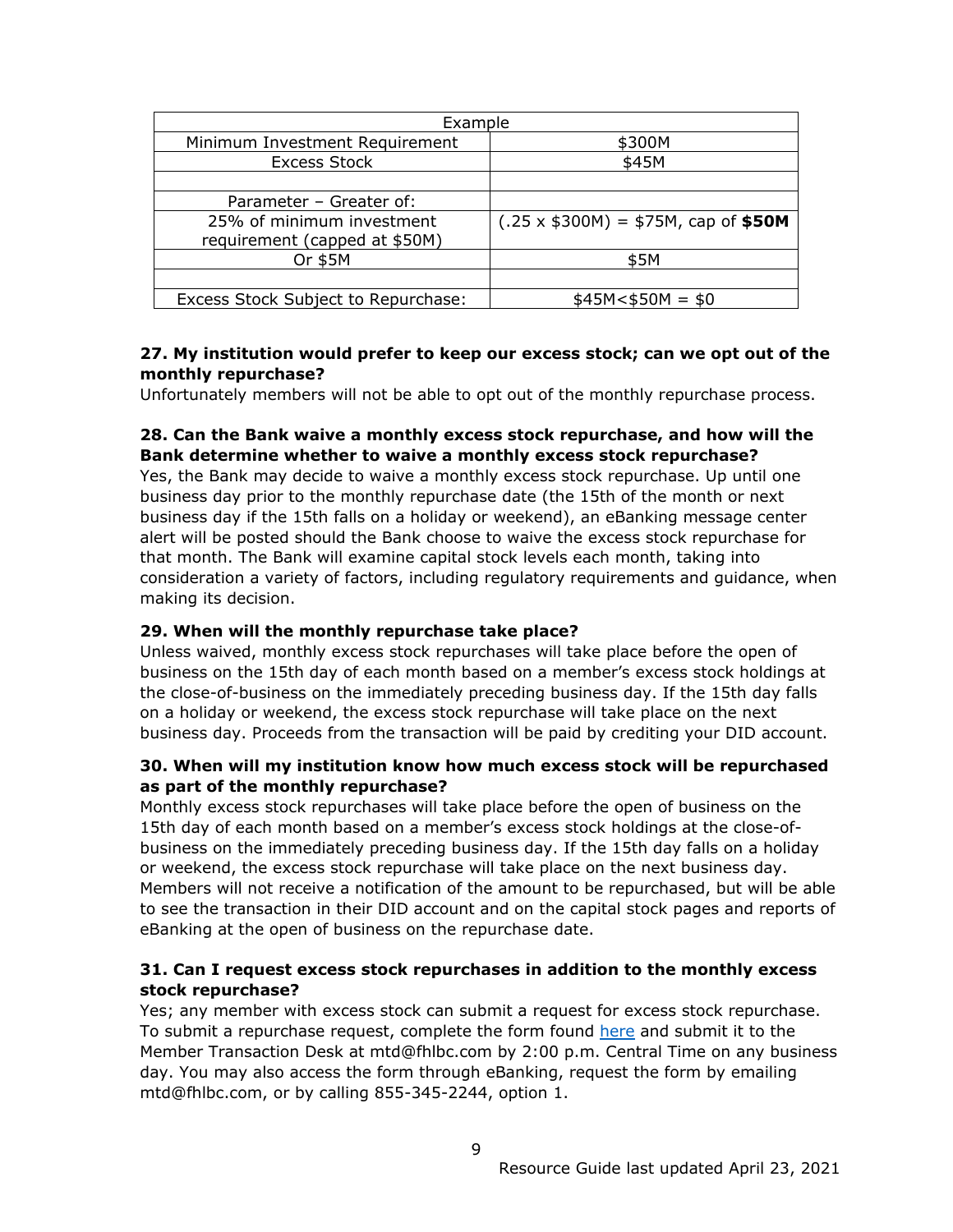| Example | |
|---|---|
| Minimum Investment Requirement | \$300M |
| Excess Stock | \$45M |
| | |
| Parameter – Greater of: | |
| 25% of minimum investment requirement (capped at \$50M) | (.25 x \$300M) = \$75M, cap of **\$50M** |
| Or \$5M | \$5M |
| | |
| Excess Stock Subject to Repurchase: | \$45M<\$50M = \$0 |

**27. My institution would prefer to keep our excess stock; can we opt out of the monthly repurchase?**

Unfortunately members will not be able to opt out of the monthly repurchase process.

**28. Can the Bank waive a monthly excess stock repurchase, and how will the Bank determine whether to waive a monthly excess stock repurchase?**

Yes, the Bank may decide to waive a monthly excess stock repurchase. Up until one business day prior to the monthly repurchase date (the 15th of the month or next business day if the 15th falls on a holiday or weekend), an eBanking message center alert will be posted should the Bank choose to waive the excess stock repurchase for that month. The Bank will examine capital stock levels each month, taking into consideration a variety of factors, including regulatory requirements and guidance, when making its decision.

**29. When will the monthly repurchase take place?**

Unless waived, monthly excess stock repurchases will take place before the open of business on the 15th day of each month based on a member's excess stock holdings at the close-of-business on the immediately preceding business day. If the 15th day falls on a holiday or weekend, the excess stock repurchase will take place on the next business day. Proceeds from the transaction will be paid by crediting your DID account.

**30. When will my institution know how much excess stock will be repurchased as part of the monthly repurchase?**

Monthly excess stock repurchases will take place before the open of business on the 15th day of each month based on a member's excess stock holdings at the close-of-business on the immediately preceding business day. If the 15th day falls on a holiday or weekend, the excess stock repurchase will take place on the next business day. Members will not receive a notification of the amount to be repurchased, but will be able to see the transaction in their DID account and on the capital stock pages and reports of eBanking at the open of business on the repurchase date.

**31. Can I request excess stock repurchases in addition to the monthly excess stock repurchase?**

Yes; any member with excess stock can submit a request for excess stock repurchase. To submit a repurchase request, complete the form found here and submit it to the Member Transaction Desk at mtd@fhlbc.com by 2:00 p.m. Central Time on any business day. You may also access the form through eBanking, request the form by emailing mtd@fhlbc.com, or by calling 855-345-2244, option 1.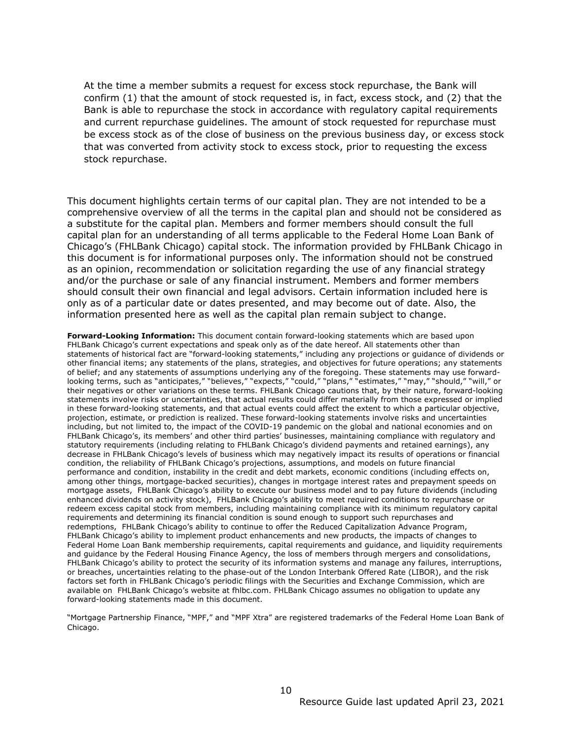At the time a member submits a request for excess stock repurchase, the Bank will confirm (1) that the amount of stock requested is, in fact, excess stock, and (2) that the Bank is able to repurchase the stock in accordance with regulatory capital requirements and current repurchase guidelines. The amount of stock requested for repurchase must be excess stock as of the close of business on the previous business day, or excess stock that was converted from activity stock to excess stock, prior to requesting the excess stock repurchase.

This document highlights certain terms of our capital plan. They are not intended to be a comprehensive overview of all the terms in the capital plan and should not be considered as a substitute for the capital plan. Members and former members should consult the full capital plan for an understanding of all terms applicable to the Federal Home Loan Bank of Chicago's (FHLBank Chicago) capital stock. The information provided by FHLBank Chicago in this document is for informational purposes only. The information should not be construed as an opinion, recommendation or solicitation regarding the use of any financial strategy and/or the purchase or sale of any financial instrument. Members and former members should consult their own financial and legal advisors. Certain information included here is only as of a particular date or dates presented, and may become out of date. Also, the information presented here as well as the capital plan remain subject to change.

**Forward-Looking Information:** This document contain forward-looking statements which are based upon FHLBank Chicago's current expectations and speak only as of the date hereof. All statements other than statements of historical fact are "forward-looking statements," including any projections or guidance of dividends or other financial items; any statements of the plans, strategies, and objectives for future operations; any statements of belief; and any statements of assumptions underlying any of the foregoing. These statements may use forward-looking terms, such as "anticipates," "believes," "expects," "could," "plans," "estimates," "may," "should," "will," or their negatives or other variations on these terms. FHLBank Chicago cautions that, by their nature, forward-looking statements involve risks or uncertainties, that actual results could differ materially from those expressed or implied in these forward-looking statements, and that actual events could affect the extent to which a particular objective, projection, estimate, or prediction is realized. These forward-looking statements involve risks and uncertainties including, but not limited to, the impact of the COVID-19 pandemic on the global and national economies and on FHLBank Chicago's, its members' and other third parties' businesses, maintaining compliance with regulatory and statutory requirements (including relating to FHLBank Chicago's dividend payments and retained earnings), any decrease in FHLBank Chicago's levels of business which may negatively impact its results of operations or financial condition, the reliability of FHLBank Chicago's projections, assumptions, and models on future financial performance and condition, instability in the credit and debt markets, economic conditions (including effects on, among other things, mortgage-backed securities), changes in mortgage interest rates and prepayment speeds on mortgage assets, FHLBank Chicago's ability to execute our business model and to pay future dividends (including enhanced dividends on activity stock), FHLBank Chicago's ability to meet required conditions to repurchase or redeem excess capital stock from members, including maintaining compliance with its minimum regulatory capital requirements and determining its financial condition is sound enough to support such repurchases and redemptions, FHLBank Chicago's ability to continue to offer the Reduced Capitalization Advance Program, FHLBank Chicago's ability to implement product enhancements and new products, the impacts of changes to Federal Home Loan Bank membership requirements, capital requirements and guidance, and liquidity requirements and guidance by the Federal Housing Finance Agency, the loss of members through mergers and consolidations, FHLBank Chicago's ability to protect the security of its information systems and manage any failures, interruptions, or breaches, uncertainties relating to the phase-out of the London Interbank Offered Rate (LIBOR), and the risk factors set forth in FHLBank Chicago's periodic filings with the Securities and Exchange Commission, which are available on FHLBank Chicago's website at fhlbc.com. FHLBank Chicago assumes no obligation to update any forward-looking statements made in this document.

"Mortgage Partnership Finance, "MPF," and "MPF Xtra" are registered trademarks of the Federal Home Loan Bank of Chicago.

Resource Guide last updated April 23, 2021